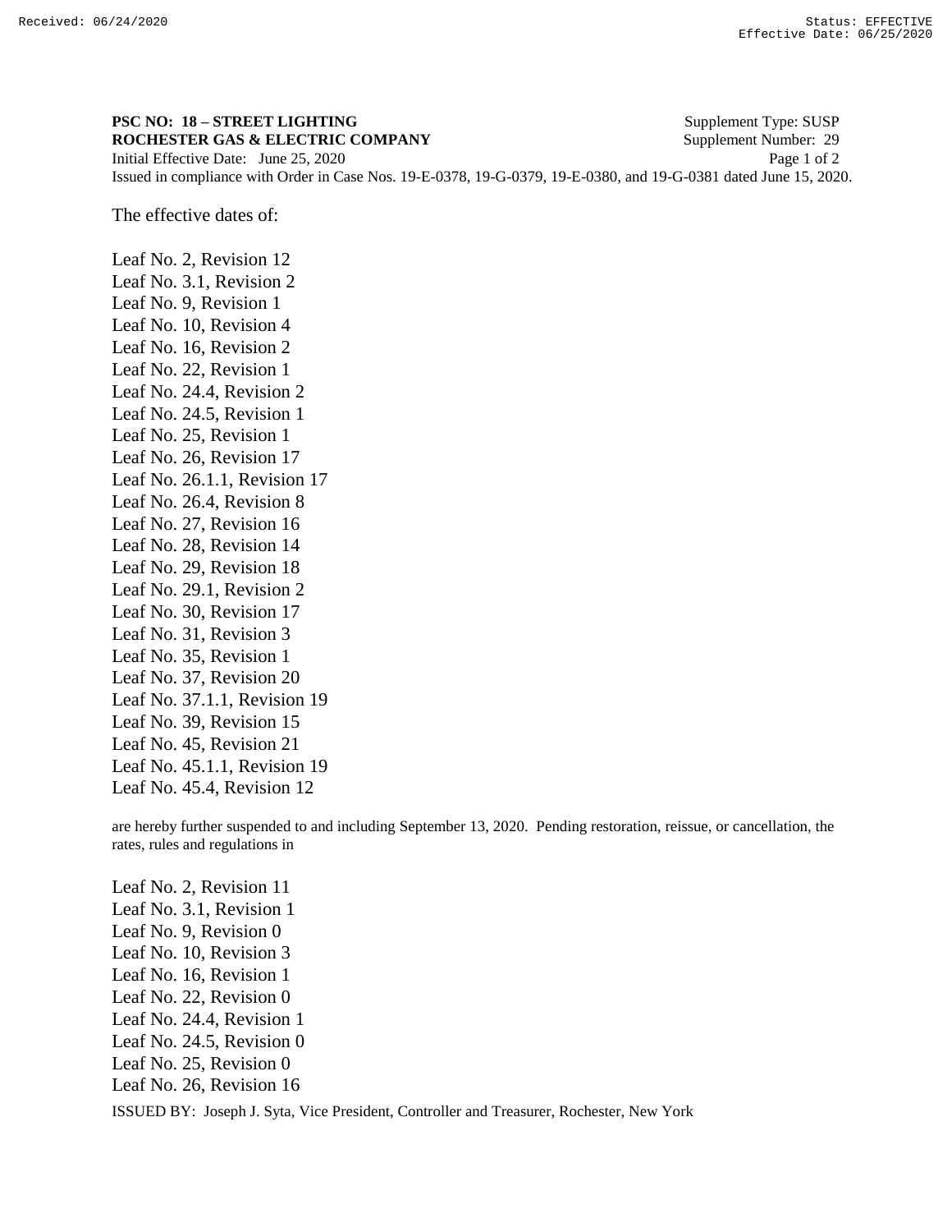**PSC NO: 18 – STREET LIGHTING** Supplement Type: SUSP
**ROCHESTER GAS & ELECTRIC COMPANY** Supplement Number: 29
Initial Effective Date: June 25, 2020
Issued in compliance with Order in Case Nos. 19-E-0378, 19-G-0379, 19-E-0380, and 19-G-0381 dated June 15, 2020.

The effective dates of:

Leaf No. 2, Revision 12
Leaf No. 3.1, Revision 2
Leaf No. 9, Revision 1
Leaf No. 10, Revision 4
Leaf No. 16, Revision 2
Leaf No. 22, Revision 1
Leaf No. 24.4, Revision 2
Leaf No. 24.5, Revision 1
Leaf No. 25, Revision 1
Leaf No. 26, Revision 17
Leaf No. 26.1.1, Revision 17
Leaf No. 26.4, Revision 8
Leaf No. 27, Revision 16
Leaf No. 28, Revision 14
Leaf No. 29, Revision 18
Leaf No. 29.1, Revision 2
Leaf No. 30, Revision 17
Leaf No. 31, Revision 3
Leaf No. 35, Revision 1
Leaf No. 37, Revision 20
Leaf No. 37.1.1, Revision 19
Leaf No. 39, Revision 15
Leaf No. 45, Revision 21
Leaf No. 45.1.1, Revision 19
Leaf No. 45.4, Revision 12

are hereby further suspended to and including September 13, 2020. Pending restoration, reissue, or cancellation, the rates, rules and regulations in

Leaf No. 2, Revision 11
Leaf No. 3.1, Revision 1
Leaf No. 9, Revision 0
Leaf No. 10, Revision 3
Leaf No. 16, Revision 1
Leaf No. 22, Revision 0
Leaf No. 24.4, Revision 1
Leaf No. 24.5, Revision 0
Leaf No. 25, Revision 0
Leaf No. 26, Revision 16

ISSUED BY: Joseph J. Syta, Vice President, Controller and Treasurer, Rochester, New York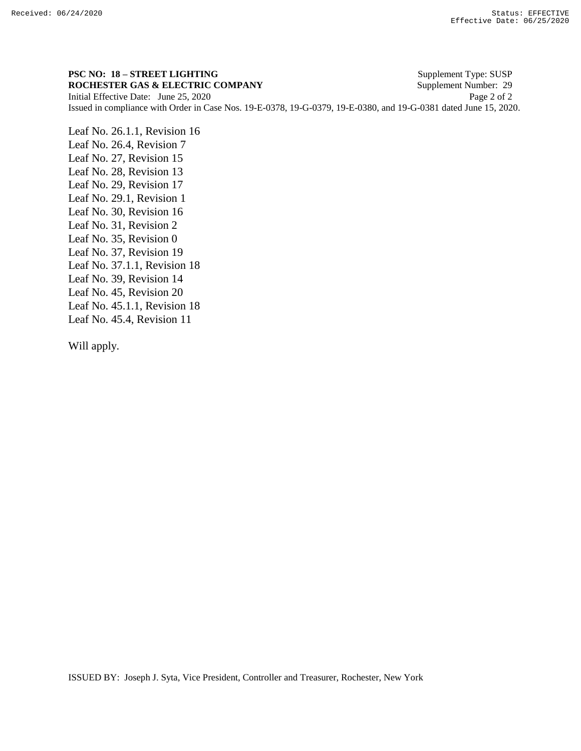**PSC NO: 18 – STREET LIGHTING** Supplement Type: SUSP
**ROCHESTER GAS & ELECTRIC COMPANY** Supplement Number: 29
Initial Effective Date: June 25, 2020
Issued in compliance with Order in Case Nos. 19-E-0378, 19-G-0379, 19-E-0380, and 19-G-0381 dated June 15, 2020.

Leaf No. 26.1.1, Revision 16
Leaf No. 26.4, Revision 7
Leaf No. 27, Revision 15
Leaf No. 28, Revision 13
Leaf No. 29, Revision 17
Leaf No. 29.1, Revision 1
Leaf No. 30, Revision 16
Leaf No. 31, Revision 2
Leaf No. 35, Revision 0
Leaf No. 37, Revision 19
Leaf No. 37.1.1, Revision 18
Leaf No. 39, Revision 14
Leaf No. 45, Revision 20
Leaf No. 45.1.1, Revision 18
Leaf No. 45.4, Revision 11

Will apply.

ISSUED BY: Joseph J. Syta, Vice President, Controller and Treasurer, Rochester, New York